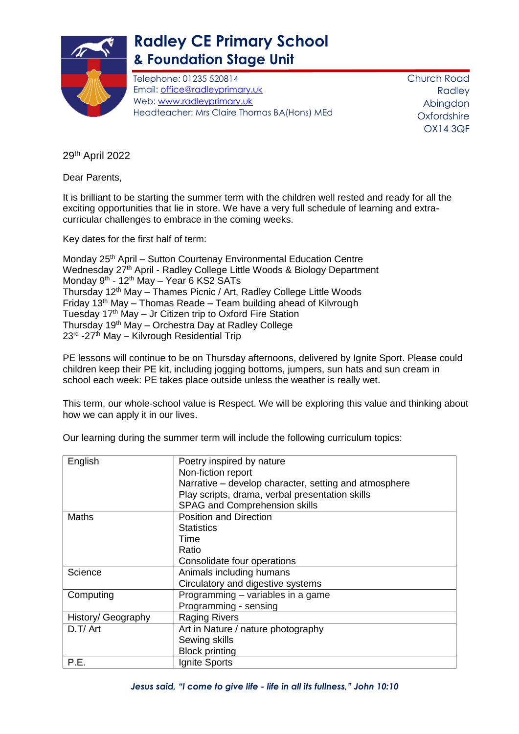# Radley CE Primary School
## & Foundation Stage Unit

Telephone: 01235 520814
Email: office@radleyprimary.uk
Web: www.radleyprimary.uk
Headteacher: Mrs Claire Thomas BA(Hons) MEd

Church Road
Radley
Abingdon
Oxfordshire
OX14 3QF

29th April 2022

Dear Parents,

It is brilliant to be starting the summer term with the children well rested and ready for all the exciting opportunities that lie in store. We have a very full schedule of learning and extra-curricular challenges to embrace in the coming weeks.

Key dates for the first half of term:

Monday 25th April – Sutton Courtenay Environmental Education Centre
Wednesday 27th April - Radley College Little Woods & Biology Department
Monday 9th - 12th May – Year 6 KS2 SATs
Thursday 12th May – Thames Picnic / Art, Radley College Little Woods
Friday 13th May – Thomas Reade – Team building ahead of Kilvrough
Tuesday 17th May – Jr Citizen trip to Oxford Fire Station
Thursday 19th May – Orchestra Day at Radley College
23rd -27th May – Kilvrough Residential Trip

PE lessons will continue to be on Thursday afternoons, delivered by Ignite Sport. Please could children keep their PE kit, including jogging bottoms, jumpers, sun hats and sun cream in school each week: PE takes place outside unless the weather is really wet.

This term, our whole-school value is Respect. We will be exploring this value and thinking about how we can apply it in our lives.

Our learning during the summer term will include the following curriculum topics:

| | |
|---|---|
| English | Poetry inspired by nature<br>Non-fiction report<br>Narrative – develop character, setting and atmosphere<br>Play scripts, drama, verbal presentation skills<br>SPAG and Comprehension skills |
| Maths | Position and Direction<br>Statistics<br>Time<br>Ratio<br>Consolidate four operations |
| Science | Animals including humans<br>Circulatory and digestive systems |
| Computing | Programming – variables in a game<br>Programming - sensing |
| History/ Geography | Raging Rivers |
| D.T/ Art | Art in Nature / nature photography<br>Sewing skills<br>Block printing |
| P.E. | Ignite Sports |

*Jesus said, "I come to give life - life in all its fullness," John 10:10*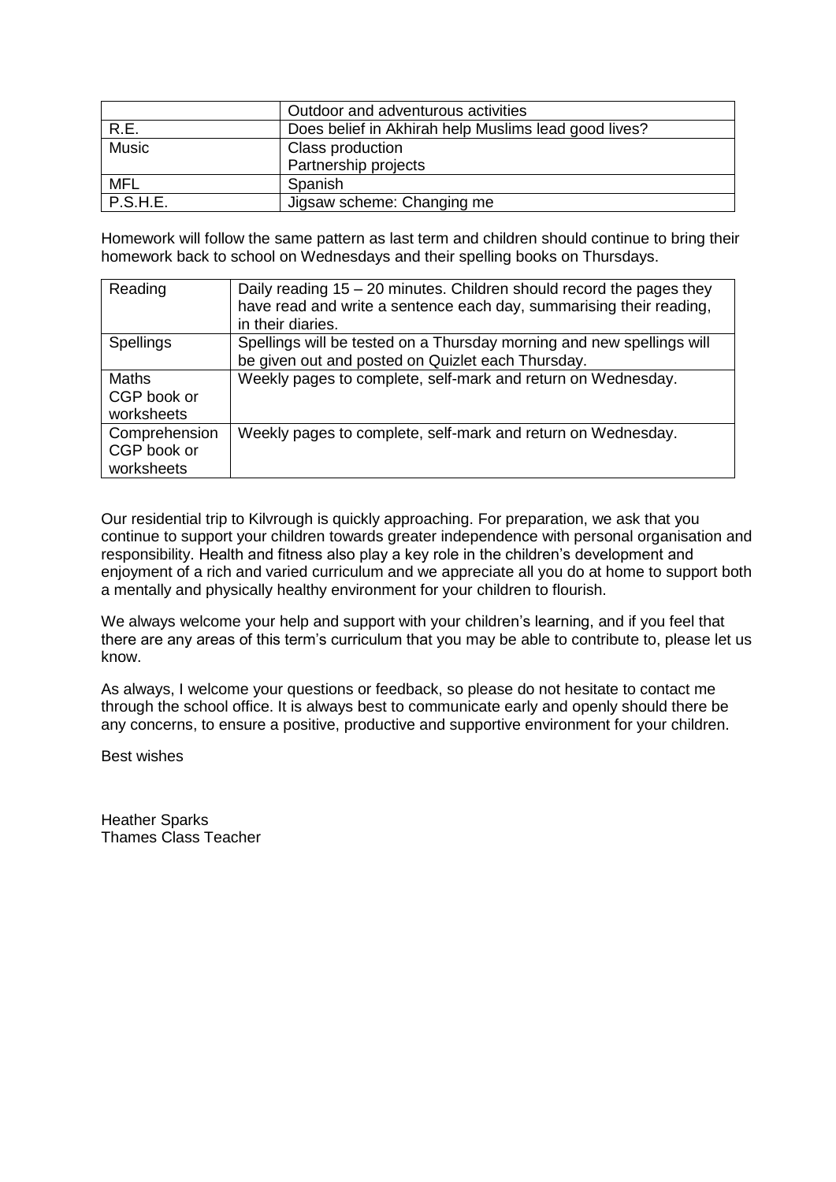| | |
|---|---|
| | Outdoor and adventurous activities |
| R.E. | Does belief in Akhirah help Muslims lead good lives? |
| Music | Class production<br>Partnership projects |
| MFL | Spanish |
| P.S.H.E. | Jigsaw scheme: Changing me |

Homework will follow the same pattern as last term and children should continue to bring their homework back to school on Wednesdays and their spelling books on Thursdays.

| | |
|---|---|
| Reading | Daily reading 15 – 20 minutes. Children should record the pages they have read and write a sentence each day, summarising their reading, in their diaries. |
| Spellings | Spellings will be tested on a Thursday morning and new spellings will be given out and posted on Quizlet each Thursday. |
| Maths<br>CGP book or worksheets | Weekly pages to complete, self-mark and return on Wednesday. |
| Comprehension<br>CGP book or worksheets | Weekly pages to complete, self-mark and return on Wednesday. |

Our residential trip to Kilvrough is quickly approaching. For preparation, we ask that you continue to support your children towards greater independence with personal organisation and responsibility. Health and fitness also play a key role in the children's development and enjoyment of a rich and varied curriculum and we appreciate all you do at home to support both a mentally and physically healthy environment for your children to flourish.

We always welcome your help and support with your children's learning, and if you feel that there are any areas of this term's curriculum that you may be able to contribute to, please let us know.

As always, I welcome your questions or feedback, so please do not hesitate to contact me through the school office. It is always best to communicate early and openly should there be any concerns, to ensure a positive, productive and supportive environment for your children.

Best wishes

Heather Sparks
Thames Class Teacher